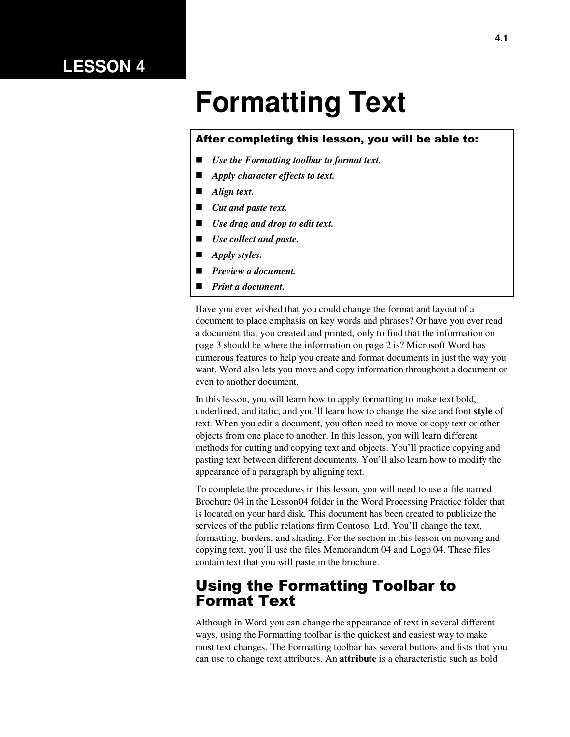# LESSON 4

# Formatting Text

**After completing this lesson, you will be able to:**

- ***Use the Formatting toolbar to format text.***
- ***Apply character effects to text.***
- ***Align text.***
- ***Cut and paste text.***
- ***Use drag and drop to edit text.***
- ***Use collect and paste.***
- ***Apply styles.***
- ***Preview a document.***
- ***Print a document.***

Have you ever wished that you could change the format and layout of a document to place emphasis on key words and phrases? Or have you ever read a document that you created and printed, only to find that the information on page 3 should be where the information on page 2 is? Microsoft Word has numerous features to help you create and format documents in just the way you want. Word also lets you move and copy information throughout a document or even to another document.

In this lesson, you will learn how to apply formatting to make text bold, underlined, and italic, and you'll learn how to change the size and font **style** of text. When you edit a document, you often need to move or copy text or other objects from one place to another. In this lesson, you will learn different methods for cutting and copying text and objects. You'll practice copying and pasting text between different documents. You'll also learn how to modify the appearance of a paragraph by aligning text.

To complete the procedures in this lesson, you will need to use a file named Brochure 04 in the Lesson04 folder in the Word Processing Practice folder that is located on your hard disk. This document has been created to publicize the services of the public relations firm Contoso, Ltd. You'll change the text, formatting, borders, and shading. For the section in this lesson on moving and copying text, you'll use the files Memorandum 04 and Logo 04. These files contain text that you will paste in the brochure.

## Using the Formatting Toolbar to Format Text

Although in Word you can change the appearance of text in several different ways, using the Formatting toolbar is the quickest and easiest way to make most text changes. The Formatting toolbar has several buttons and lists that you can use to change text attributes. An **attribute** is a characteristic such as bold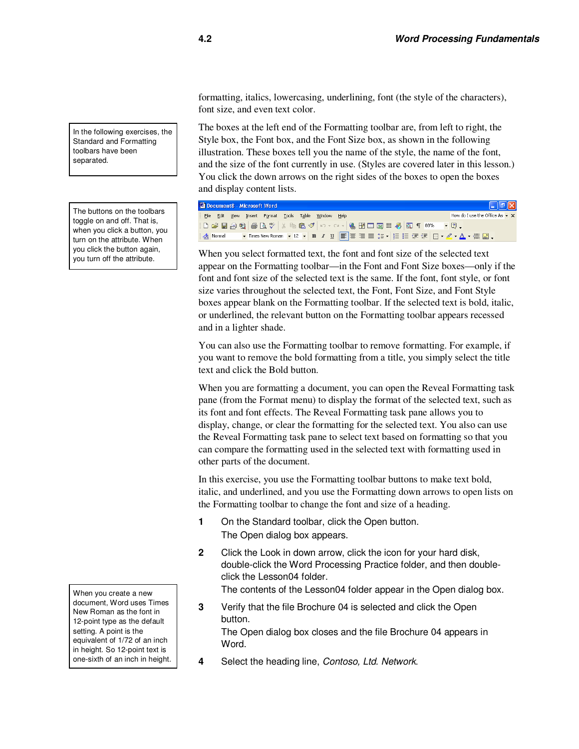formatting, italics, lowercasing, underlining, font (the style of the characters), font size, and even text color.

> In the following exercises, the Standard and Formatting toolbars have been separated.

The boxes at the left end of the Formatting toolbar are, from left to right, the Style box, the Font box, and the Font Size box, as shown in the following illustration. These boxes tell you the name of the style, the name of the font, and the size of the font currently in use. (Styles are covered later in this lesson.) You click the down arrows on the right sides of the boxes to open the boxes and display content lists.

> The buttons on the toolbars toggle on and off. That is, when you click a button, you turn on the attribute. When you click the button again, you turn off the attribute.

When you select formatted text, the font and font size of the selected text appear on the Formatting toolbar—in the Font and Font Size boxes—only if the font and font size of the selected text is the same. If the font, font style, or font size varies throughout the selected text, the Font, Font Size, and Font Style boxes appear blank on the Formatting toolbar. If the selected text is bold, italic, or underlined, the relevant button on the Formatting toolbar appears recessed and in a lighter shade.

You can also use the Formatting toolbar to remove formatting. For example, if you want to remove the bold formatting from a title, you simply select the title text and click the Bold button.

When you are formatting a document, you can open the Reveal Formatting task pane (from the Format menu) to display the format of the selected text, such as its font and font effects. The Reveal Formatting task pane allows you to display, change, or clear the formatting for the selected text. You also can use the Reveal Formatting task pane to select text based on formatting so that you can compare the formatting used in the selected text with formatting used in other parts of the document.

In this exercise, you use the Formatting toolbar buttons to make text bold, italic, and underlined, and you use the Formatting down arrows to open lists on the Formatting toolbar to change the font and size of a heading.

1. On the Standard toolbar, click the Open button.
   The Open dialog box appears.
2. Click the Look in down arrow, click the icon for your hard disk, double-click the Word Processing Practice folder, and then double-click the Lesson04 folder.
   The contents of the Lesson04 folder appear in the Open dialog box.
3. Verify that the file Brochure 04 is selected and click the Open button.
   The Open dialog box closes and the file Brochure 04 appears in Word.
4. Select the heading line, *Contoso, Ltd. Network*.

> When you create a new document, Word uses Times New Roman as the font in 12-point type as the default setting. A point is the equivalent of 1/72 of an inch in height. So 12-point text is one-sixth of an inch in height.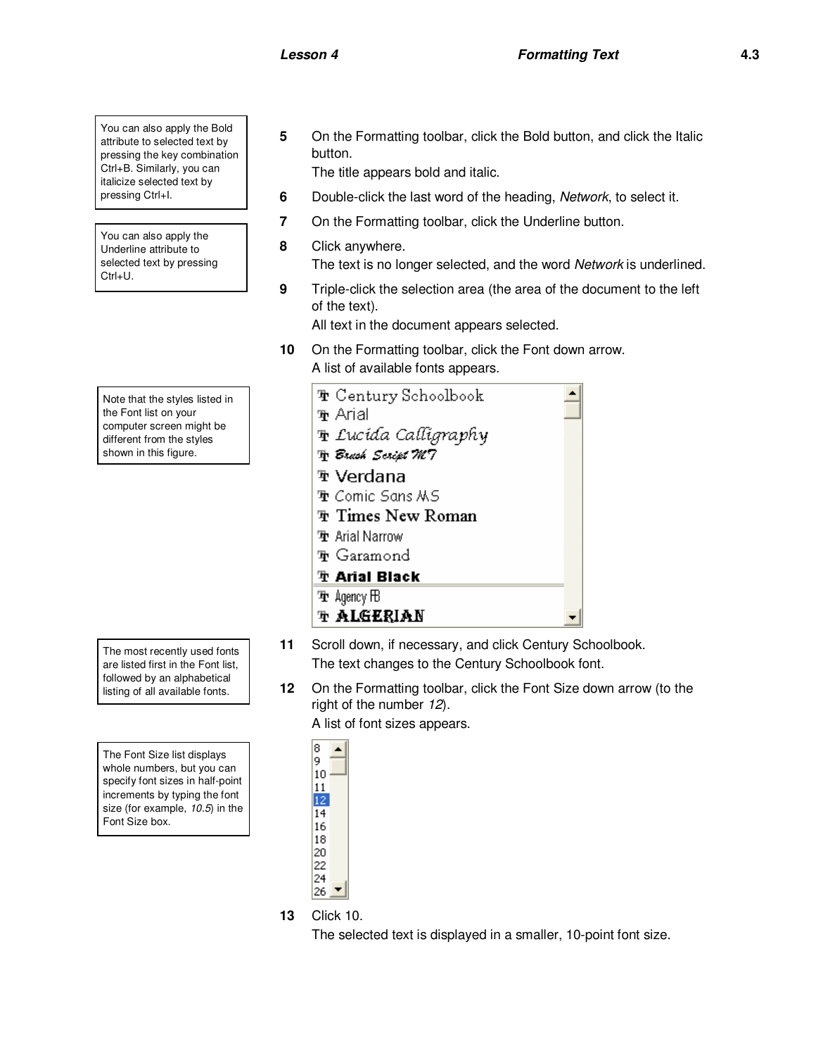> You can also apply the Bold attribute to selected text by pressing the key combination Ctrl+B. Similarly, you can italicize selected text by pressing Ctrl+I.

**5** On the Formatting toolbar, click the Bold button, and click the Italic button.
The title appears bold and italic.

**6** Double-click the last word of the heading, *Network*, to select it.

> You can also apply the Underline attribute to selected text by pressing Ctrl+U.

**7** On the Formatting toolbar, click the Underline button.

**8** Click anywhere.
The text is no longer selected, and the word *Network* is underlined.

**9** Triple-click the selection area (the area of the document to the left of the text).
All text in the document appears selected.

**10** On the Formatting toolbar, click the Font down arrow.
A list of available fonts appears.

> Note that the styles listed in the Font list on your computer screen might be different from the styles shown in this figure.

- Century Schoolbook
- Arial
- Lucida Calligraphy
- Brush Script MT
- Verdana
- Comic Sans MS
- Times New Roman
- Arial Narrow
- Garamond
- Arial Black
- Agency FB
- ALGERIAN

> The most recently used fonts are listed first in the Font list, followed by an alphabetical listing of all available fonts.

**11** Scroll down, if necessary, and click Century Schoolbook.
The text changes to the Century Schoolbook font.

**12** On the Formatting toolbar, click the Font Size down arrow (to the right of the number *12*).
A list of font sizes appears.

> The Font Size list displays whole numbers, but you can specify font sizes in half-point increments by typing the font size (for example, *10.5*) in the Font Size box.

8
9
10
11
12
14
16
18
20
22
24
26

**13** Click 10.
The selected text is displayed in a smaller, 10-point font size.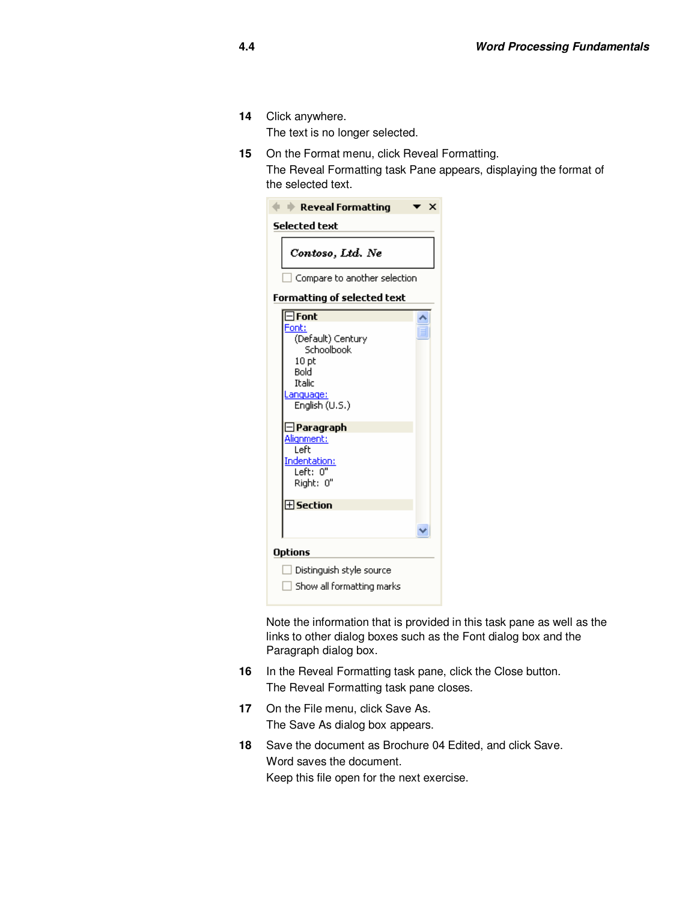14 Click anywhere.
   The text is no longer selected.

15 On the Format menu, click Reveal Formatting.
   The Reveal Formatting task Pane appears, displaying the format of the selected text.

   Note the information that is provided in this task pane as well as the links to other dialog boxes such as the Font dialog box and the Paragraph dialog box.

16 In the Reveal Formatting task pane, click the Close button.
   The Reveal Formatting task pane closes.

17 On the File menu, click Save As.
   The Save As dialog box appears.

18 Save the document as Brochure 04 Edited, and click Save.
   Word saves the document.
   Keep this file open for the next exercise.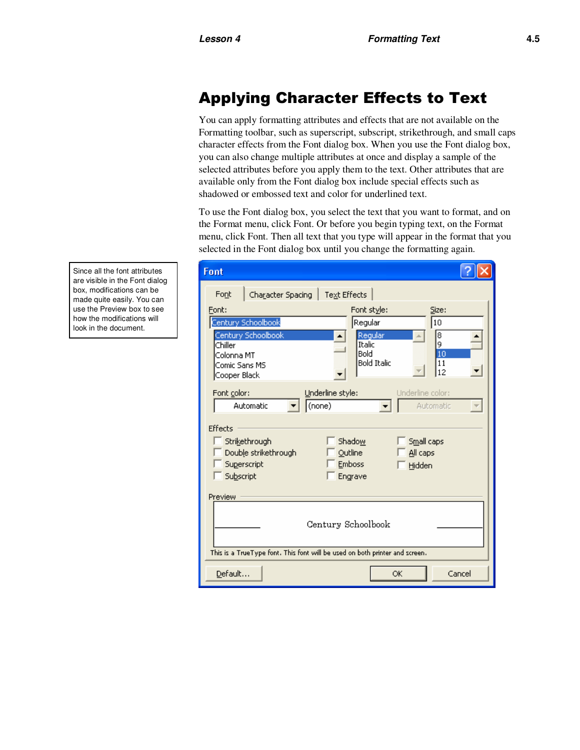# Applying Character Effects to Text

You can apply formatting attributes and effects that are not available on the Formatting toolbar, such as superscript, subscript, strikethrough, and small caps character effects from the Font dialog box. When you use the Font dialog box, you can also change multiple attributes at once and display a sample of the selected attributes before you apply them to the text. Other attributes that are available only from the Font dialog box include special effects such as shadowed or embossed text and color for underlined text.

To use the Font dialog box, you select the text that you want to format, and on the Format menu, click Font. Or before you begin typing text, on the Format menu, click Font. Then all text that you type will appear in the format that you selected in the Font dialog box until you change the formatting again.

Since all the font attributes are visible in the Font dialog box, modifications can be made quite easily. You can use the Preview box to see how the modifications will look in the document.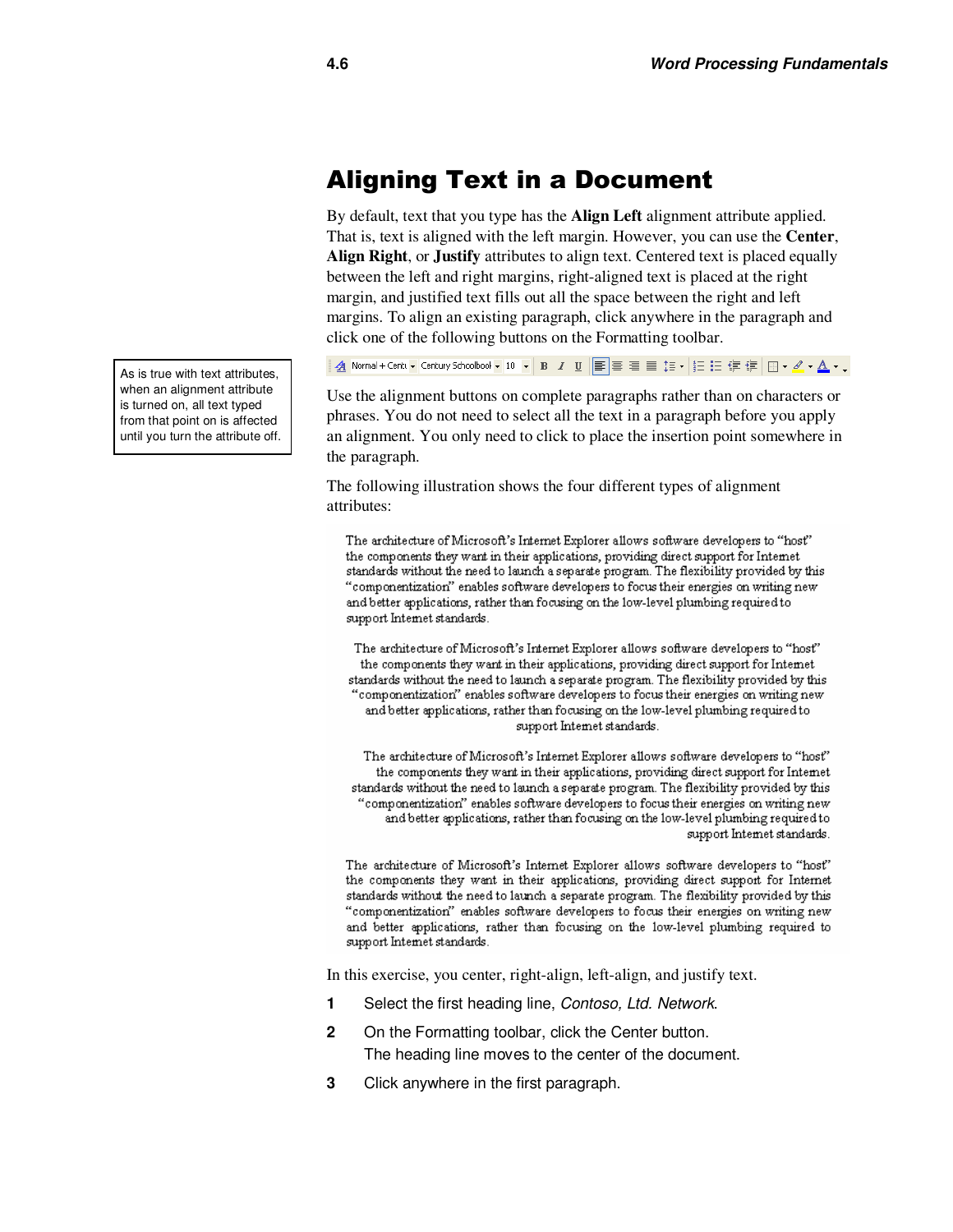# Aligning Text in a Document

By default, text that you type has the **Align Left** alignment attribute applied. That is, text is aligned with the left margin. However, you can use the **Center**, **Align Right**, or **Justify** attributes to align text. Centered text is placed equally between the left and right margins, right-aligned text is placed at the right margin, and justified text fills out all the space between the right and left margins. To align an existing paragraph, click anywhere in the paragraph and click one of the following buttons on the Formatting toolbar.

> As is true with text attributes, when an alignment attribute is turned on, all text typed from that point on is affected until you turn the attribute off.

Use the alignment buttons on complete paragraphs rather than on characters or phrases. You do not need to select all the text in a paragraph before you apply an alignment. You only need to click to place the insertion point somewhere in the paragraph.

The following illustration shows the four different types of alignment attributes:

The architecture of Microsoft's Internet Explorer allows software developers to "host" the components they want in their applications, providing direct support for Internet standards without the need to launch a separate program. The flexibility provided by this "componentization" enables software developers to focus their energies on writing new and better applications, rather than focusing on the low-level plumbing required to support Internet standards.

The architecture of Microsoft's Internet Explorer allows software developers to "host" the components they want in their applications, providing direct support for Internet standards without the need to launch a separate program. The flexibility provided by this "componentization" enables software developers to focus their energies on writing new and better applications, rather than focusing on the low-level plumbing required to support Internet standards.

The architecture of Microsoft's Internet Explorer allows software developers to "host" the components they want in their applications, providing direct support for Internet standards without the need to launch a separate program. The flexibility provided by this "componentization" enables software developers to focus their energies on writing new and better applications, rather than focusing on the low-level plumbing required to support Internet standards.

The architecture of Microsoft's Internet Explorer allows software developers to "host" the components they want in their applications, providing direct support for Internet standards without the need to launch a separate program. The flexibility provided by this "componentization" enables software developers to focus their energies on writing new and better applications, rather than focusing on the low-level plumbing required to support Internet standards.

In this exercise, you center, right-align, left-align, and justify text.

1. Select the first heading line, *Contoso, Ltd. Network*.
2. On the Formatting toolbar, click the Center button.
   The heading line moves to the center of the document.
3. Click anywhere in the first paragraph.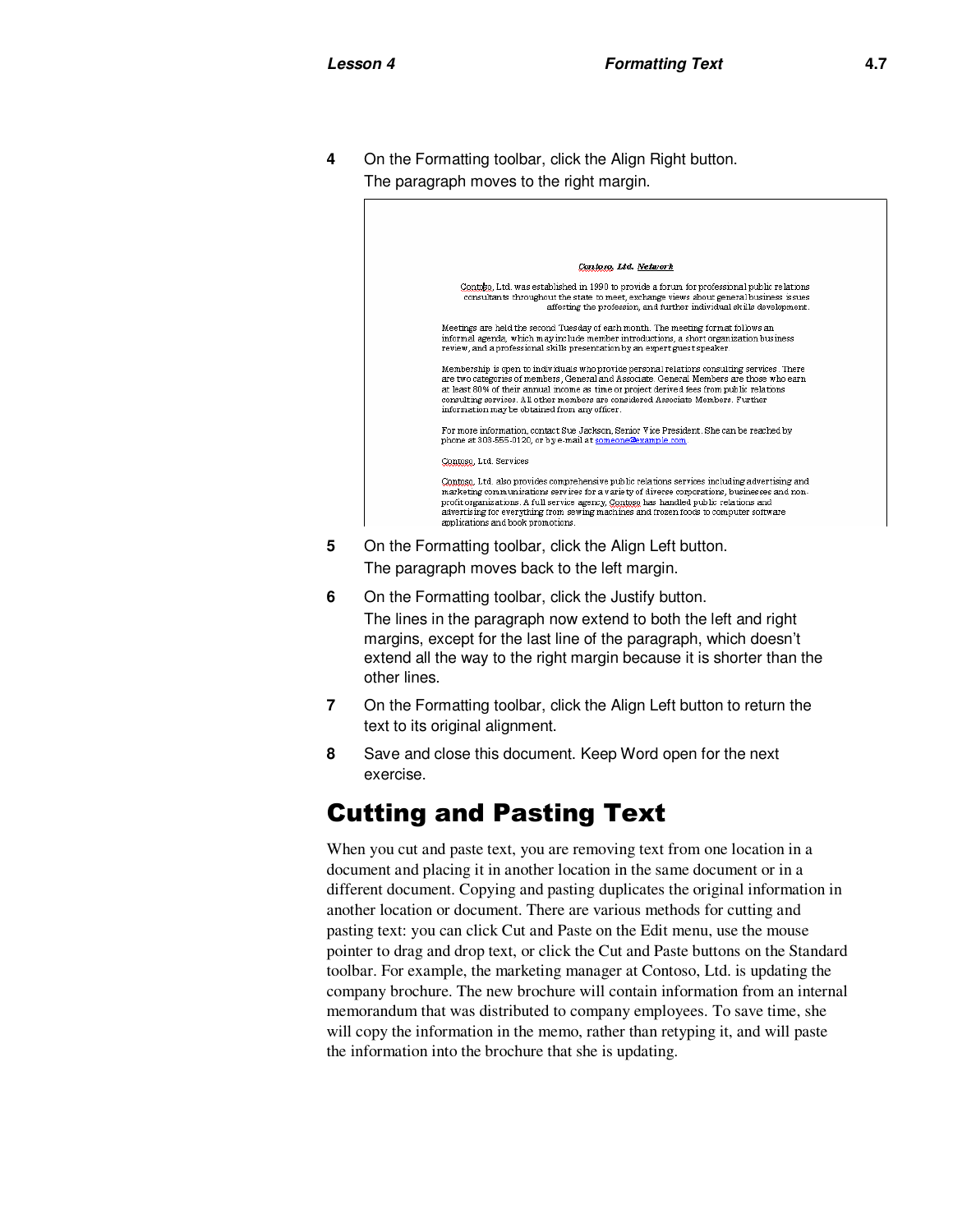4. On the Formatting toolbar, click the Align Right button.
   The paragraph moves to the right margin.

5. On the Formatting toolbar, click the Align Left button.
   The paragraph moves back to the left margin.

6. On the Formatting toolbar, click the Justify button.
   The lines in the paragraph now extend to both the left and right margins, except for the last line of the paragraph, which doesn't extend all the way to the right margin because it is shorter than the other lines.

7. On the Formatting toolbar, click the Align Left button to return the text to its original alignment.

8. Save and close this document. Keep Word open for the next exercise.

# Cutting and Pasting Text

When you cut and paste text, you are removing text from one location in a document and placing it in another location in the same document or in a different document. Copying and pasting duplicates the original information in another location or document. There are various methods for cutting and pasting text: you can click Cut and Paste on the Edit menu, use the mouse pointer to drag and drop text, or click the Cut and Paste buttons on the Standard toolbar. For example, the marketing manager at Contoso, Ltd. is updating the company brochure. The new brochure will contain information from an internal memorandum that was distributed to company employees. To save time, she will copy the information in the memo, rather than retyping it, and will paste the information into the brochure that she is updating.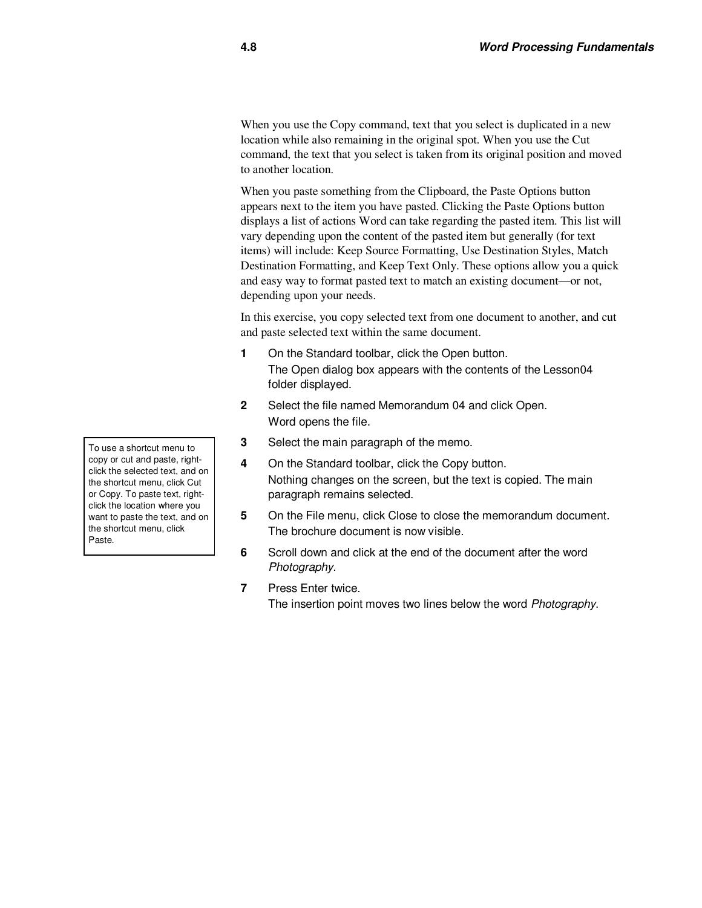When you use the Copy command, text that you select is duplicated in a new location while also remaining in the original spot. When you use the Cut command, the text that you select is taken from its original position and moved to another location.

When you paste something from the Clipboard, the Paste Options button appears next to the item you have pasted. Clicking the Paste Options button displays a list of actions Word can take regarding the pasted item. This list will vary depending upon the content of the pasted item but generally (for text items) will include: Keep Source Formatting, Use Destination Styles, Match Destination Formatting, and Keep Text Only. These options allow you a quick and easy way to format pasted text to match an existing document—or not, depending upon your needs.

In this exercise, you copy selected text from one document to another, and cut and paste selected text within the same document.

> To use a shortcut menu to copy or cut and paste, right-click the selected text, and on the shortcut menu, click Cut or Copy. To paste text, right-click the location where you want to paste the text, and on the shortcut menu, click Paste.

1. On the Standard toolbar, click the Open button.
   The Open dialog box appears with the contents of the Lesson04 folder displayed.
2. Select the file named Memorandum 04 and click Open.
   Word opens the file.
3. Select the main paragraph of the memo.
4. On the Standard toolbar, click the Copy button.
   Nothing changes on the screen, but the text is copied. The main paragraph remains selected.
5. On the File menu, click Close to close the memorandum document.
   The brochure document is now visible.
6. Scroll down and click at the end of the document after the word *Photography*.
7. Press Enter twice.
   The insertion point moves two lines below the word *Photography*.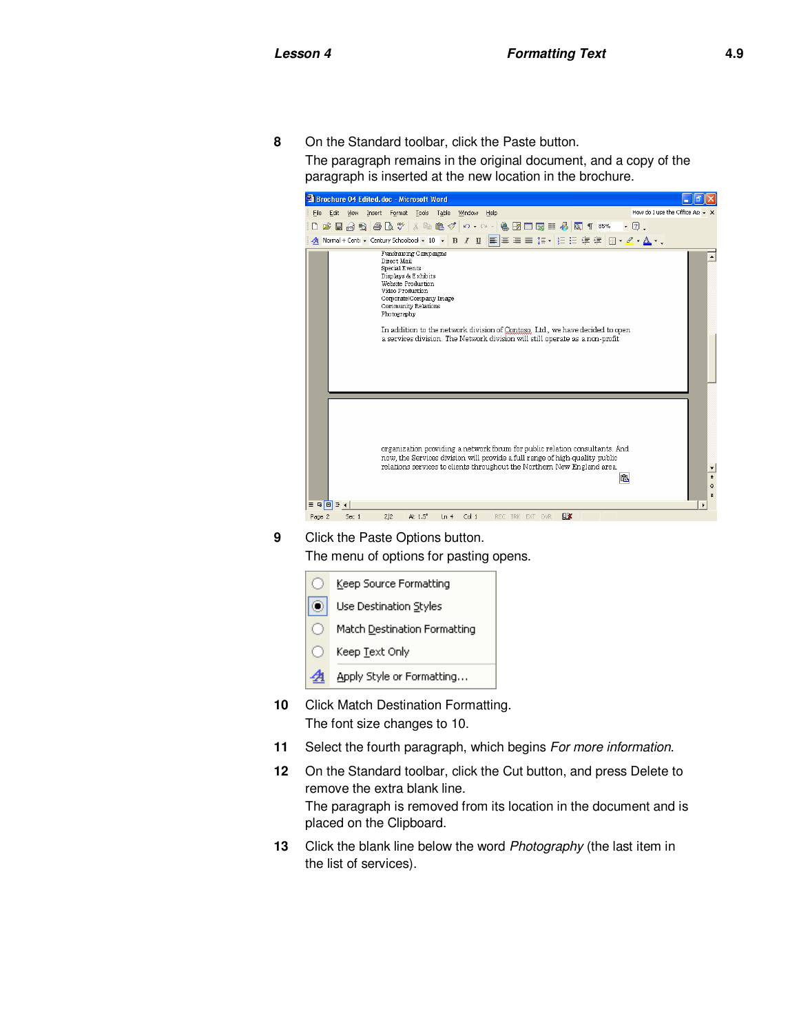8 On the Standard toolbar, click the Paste button.

The paragraph remains in the original document, and a copy of the paragraph is inserted at the new location in the brochure.

9 Click the Paste Options button.

The menu of options for pasting opens.

10 Click Match Destination Formatting.

The font size changes to 10.

11 Select the fourth paragraph, which begins *For more information*.

12 On the Standard toolbar, click the Cut button, and press Delete to remove the extra blank line.

The paragraph is removed from its location in the document and is placed on the Clipboard.

13 Click the blank line below the word *Photography* (the last item in the list of services).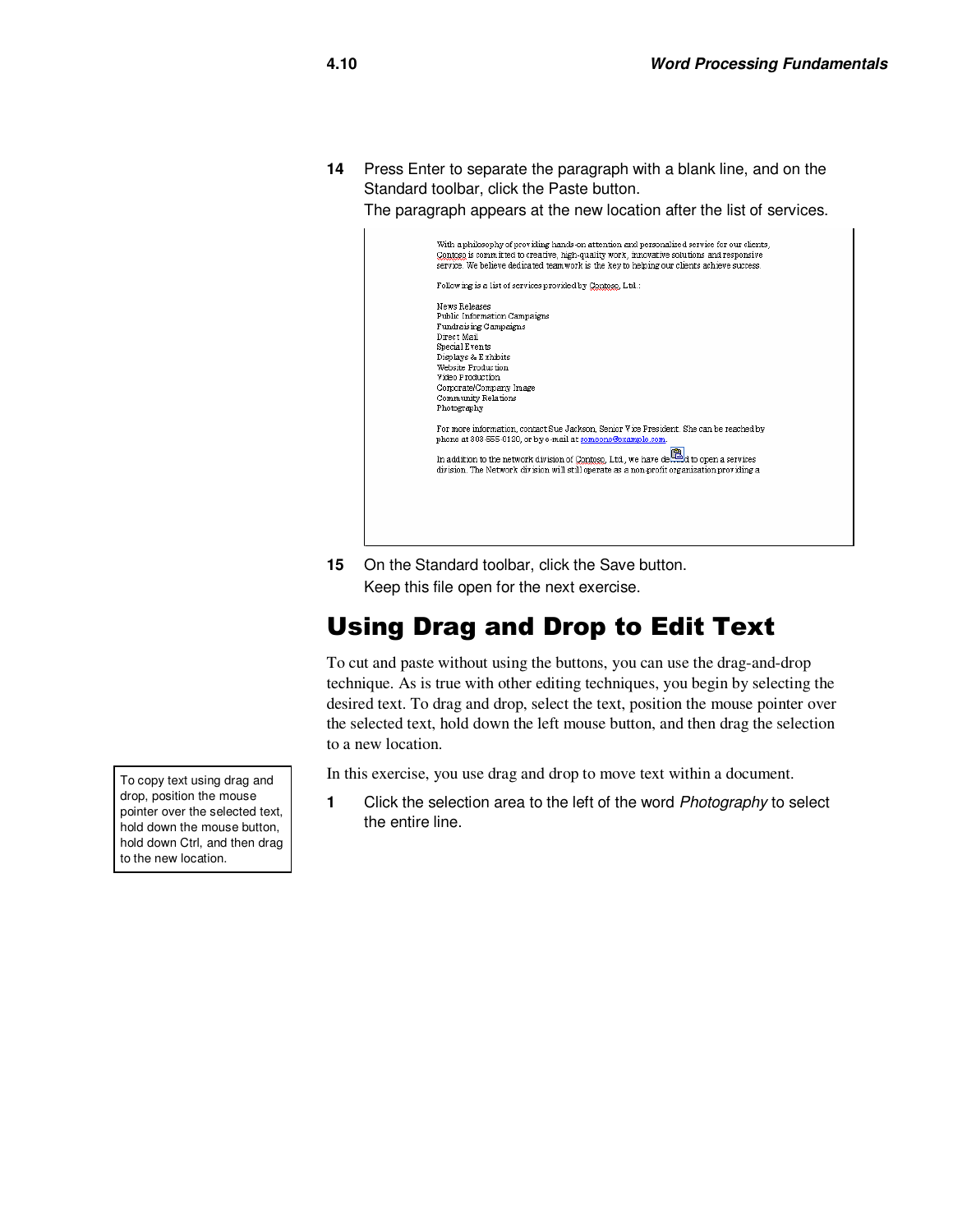**14** Press Enter to separate the paragraph with a blank line, and on the Standard toolbar, click the Paste button.

The paragraph appears at the new location after the list of services.

With a philosophy of providing hands-on attention and personalized service for our clients, Contoso is committed to creative, high-quality work, innovative solutions and responsive service. We believe dedicated teamwork is the key to helping our clients achieve success.

Following is a list of services provided by Contoso, Ltd.:

News Releases
Public Information Campaigns
Fundraising Campaigns
Direct Mail
Special Events
Displays & Exhibits
Website Production
Video Production
Corporate/Company Image
Community Relations
Photography

For more information, contact Sue Jackson, Senior Vice President. She can be reached by phone at 303-555-0120, or by e-mail at someone@example.com.

In addition to the network division of Contoso, Ltd., we have decided to open a services division. The Network division will still operate as a non-profit organization providing a

**15** On the Standard toolbar, click the Save button.

Keep this file open for the next exercise.

## Using Drag and Drop to Edit Text

To cut and paste without using the buttons, you can use the drag-and-drop technique. As is true with other editing techniques, you begin by selecting the desired text. To drag and drop, select the text, position the mouse pointer over the selected text, hold down the left mouse button, and then drag the selection to a new location.

In this exercise, you use drag and drop to move text within a document.

> To copy text using drag and drop, position the mouse pointer over the selected text, hold down the mouse button, hold down Ctrl, and then drag to the new location.

**1** Click the selection area to the left of the word *Photography* to select the entire line.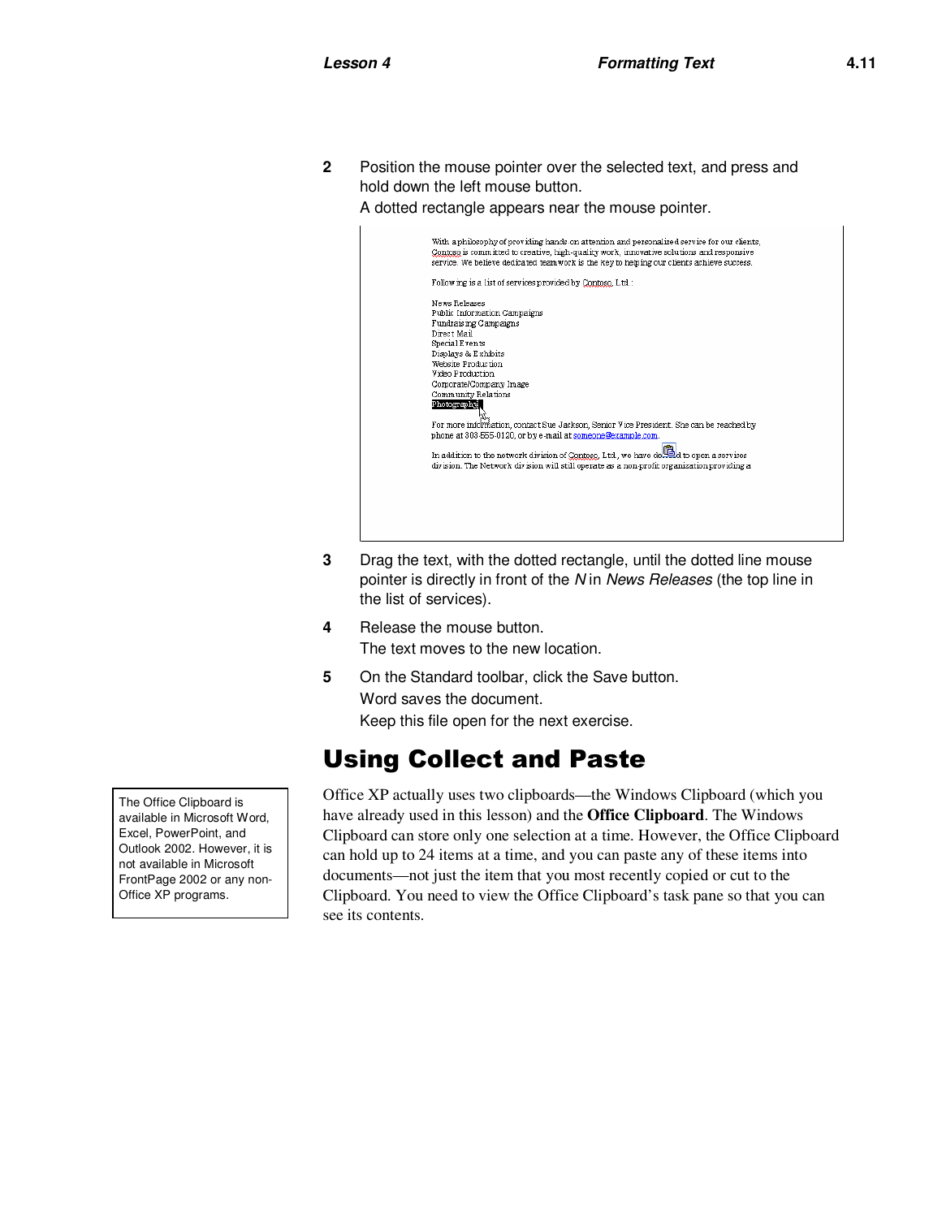2. Position the mouse pointer over the selected text, and press and hold down the left mouse button.
   A dotted rectangle appears near the mouse pointer.

3. Drag the text, with the dotted rectangle, until the dotted line mouse pointer is directly in front of the *N* in *News Releases* (the top line in the list of services).

4. Release the mouse button.
   The text moves to the new location.

5. On the Standard toolbar, click the Save button.
   Word saves the document.
   Keep this file open for the next exercise.

## Using Collect and Paste

> The Office Clipboard is available in Microsoft Word, Excel, PowerPoint, and Outlook 2002. However, it is not available in Microsoft FrontPage 2002 or any non-Office XP programs.

Office XP actually uses two clipboards—the Windows Clipboard (which you have already used in this lesson) and the **Office Clipboard**. The Windows Clipboard can store only one selection at a time. However, the Office Clipboard can hold up to 24 items at a time, and you can paste any of these items into documents—not just the item that you most recently copied or cut to the Clipboard. You need to view the Office Clipboard's task pane so that you can see its contents.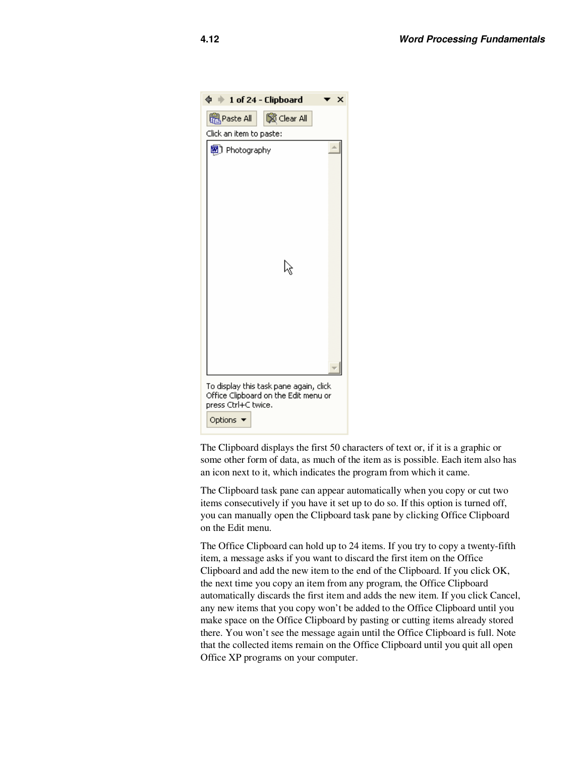The Clipboard displays the first 50 characters of text or, if it is a graphic or some other form of data, as much of the item as is possible. Each item also has an icon next to it, which indicates the program from which it came.

The Clipboard task pane can appear automatically when you copy or cut two items consecutively if you have it set up to do so. If this option is turned off, you can manually open the Clipboard task pane by clicking Office Clipboard on the Edit menu.

The Office Clipboard can hold up to 24 items. If you try to copy a twenty-fifth item, a message asks if you want to discard the first item on the Office Clipboard and add the new item to the end of the Clipboard. If you click OK, the next time you copy an item from any program, the Office Clipboard automatically discards the first item and adds the new item. If you click Cancel, any new items that you copy won't be added to the Office Clipboard until you make space on the Office Clipboard by pasting or cutting items already stored there. You won't see the message again until the Office Clipboard is full. Note that the collected items remain on the Office Clipboard until you quit all open Office XP programs on your computer.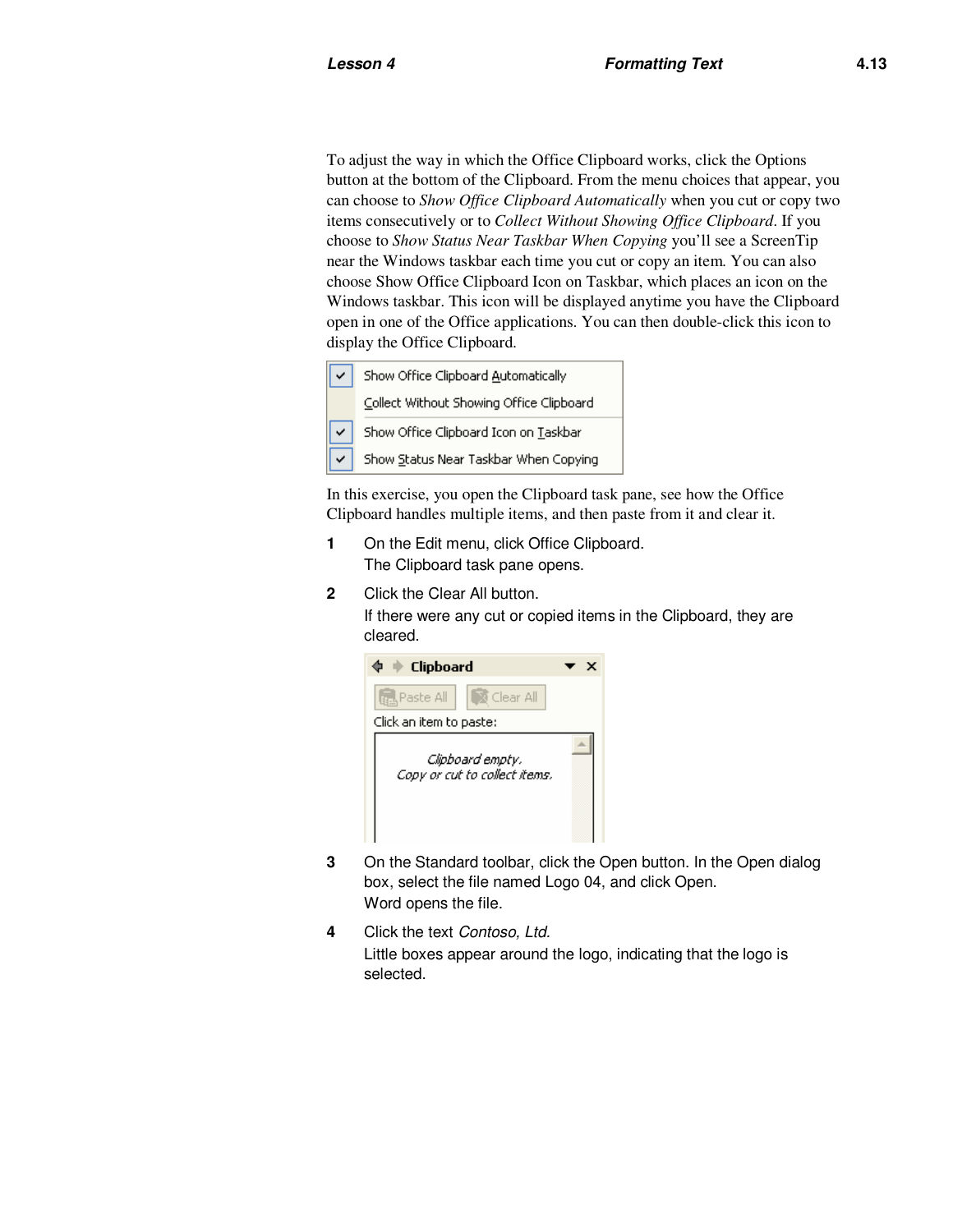To adjust the way in which the Office Clipboard works, click the Options button at the bottom of the Clipboard. From the menu choices that appear, you can choose to *Show Office Clipboard Automatically* when you cut or copy two items consecutively or to *Collect Without Showing Office Clipboard*. If you choose to *Show Status Near Taskbar When Copying* you'll see a ScreenTip near the Windows taskbar each time you cut or copy an item. You can also choose Show Office Clipboard Icon on Taskbar, which places an icon on the Windows taskbar. This icon will be displayed anytime you have the Clipboard open in one of the Office applications. You can then double-click this icon to display the Office Clipboard.

In this exercise, you open the Clipboard task pane, see how the Office Clipboard handles multiple items, and then paste from it and clear it.

1. On the Edit menu, click Office Clipboard.
   The Clipboard task pane opens.
2. Click the Clear All button.
   If there were any cut or copied items in the Clipboard, they are cleared.
3. On the Standard toolbar, click the Open button. In the Open dialog box, select the file named Logo 04, and click Open.
   Word opens the file.
4. Click the text *Contoso, Ltd.*
   Little boxes appear around the logo, indicating that the logo is selected.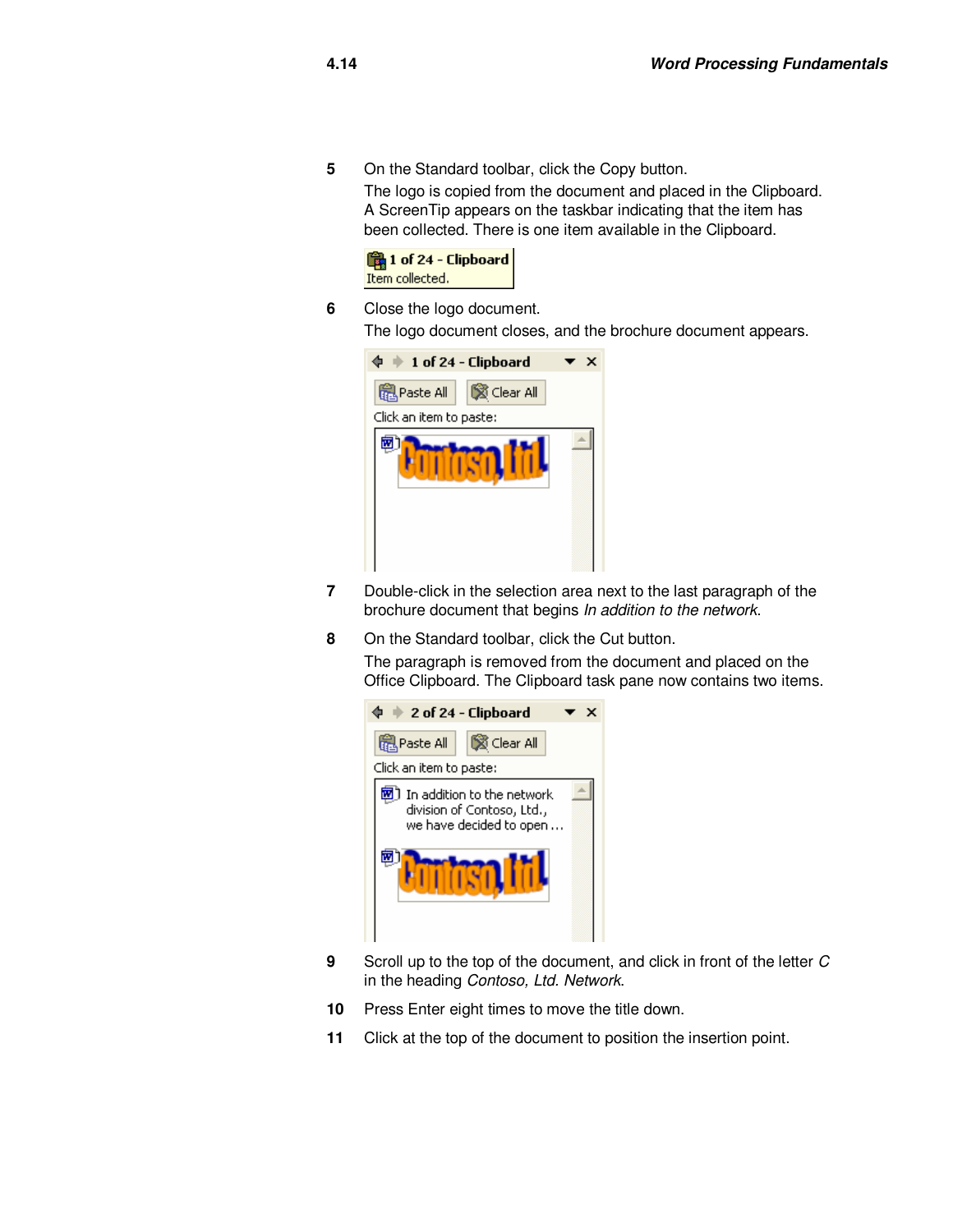5. On the Standard toolbar, click the Copy button.

   The logo is copied from the document and placed in the Clipboard. A ScreenTip appears on the taskbar indicating that the item has been collected. There is one item available in the Clipboard.

6. Close the logo document.

   The logo document closes, and the brochure document appears.

7. Double-click in the selection area next to the last paragraph of the brochure document that begins *In addition to the network*.

8. On the Standard toolbar, click the Cut button.

   The paragraph is removed from the document and placed on the Office Clipboard. The Clipboard task pane now contains two items.

9. Scroll up to the top of the document, and click in front of the letter *C* in the heading *Contoso, Ltd. Network*.

10. Press Enter eight times to move the title down.

11. Click at the top of the document to position the insertion point.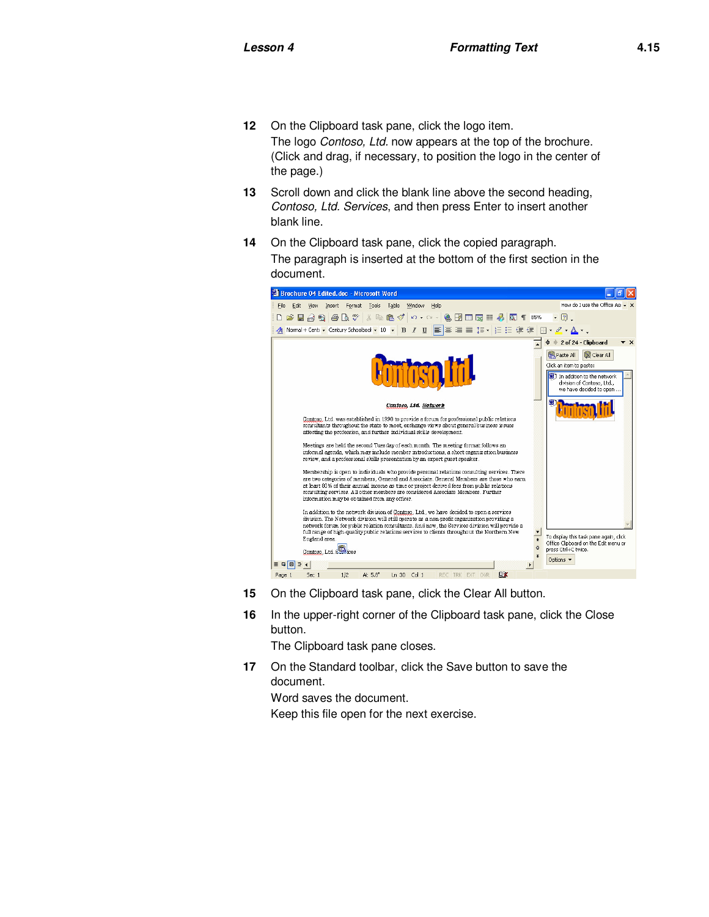12 On the Clipboard task pane, click the logo item.

   The logo *Contoso, Ltd.* now appears at the top of the brochure. (Click and drag, if necessary, to position the logo in the center of the page.)

13 Scroll down and click the blank line above the second heading, *Contoso, Ltd. Services*, and then press Enter to insert another blank line.

14 On the Clipboard task pane, click the copied paragraph.

   The paragraph is inserted at the bottom of the first section in the document.

15 On the Clipboard task pane, click the Clear All button.

16 In the upper-right corner of the Clipboard task pane, click the Close button.

   The Clipboard task pane closes.

17 On the Standard toolbar, click the Save button to save the document.

   Word saves the document.

   Keep this file open for the next exercise.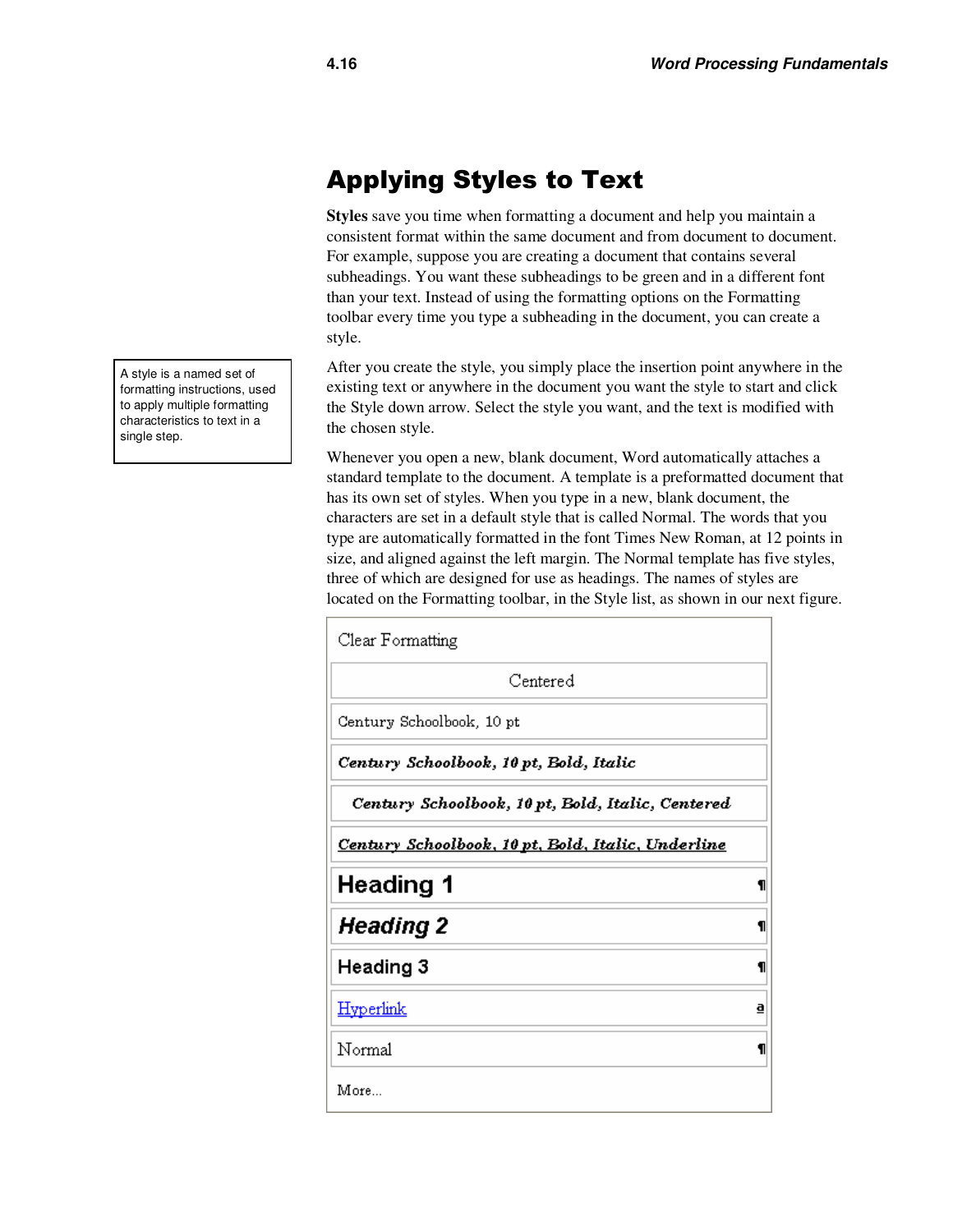# Applying Styles to Text

**Styles** save you time when formatting a document and help you maintain a consistent format within the same document and from document to document. For example, suppose you are creating a document that contains several subheadings. You want these subheadings to be green and in a different font than your text. Instead of using the formatting options on the Formatting toolbar every time you type a subheading in the document, you can create a style.

> A style is a named set of formatting instructions, used to apply multiple formatting characteristics to text in a single step.

After you create the style, you simply place the insertion point anywhere in the existing text or anywhere in the document you want the style to start and click the Style down arrow. Select the style you want, and the text is modified with the chosen style.

Whenever you open a new, blank document, Word automatically attaches a standard template to the document. A template is a preformatted document that has its own set of styles. When you type in a new, blank document, the characters are set in a default style that is called Normal. The words that you type are automatically formatted in the font Times New Roman, at 12 points in size, and aligned against the left margin. The Normal template has five styles, three of which are designed for use as headings. The names of styles are located on the Formatting toolbar, in the Style list, as shown in our next figure.

| Style list |
|---|
| Clear Formatting |
| Centered |
| Century Schoolbook, 10 pt |
| ***Century Schoolbook, 10 pt, Bold, Italic*** |
| ***Century Schoolbook, 10 pt, Bold, Italic, Centered*** |
| ***<u>Century Schoolbook, 10 pt, Bold, Italic, Underline</u>*** |
| **Heading 1** ¶ |
| ***Heading 2*** ¶ |
| **Heading 3** ¶ |
| <u>Hyperlink</u> a |
| Normal ¶ |
| More... |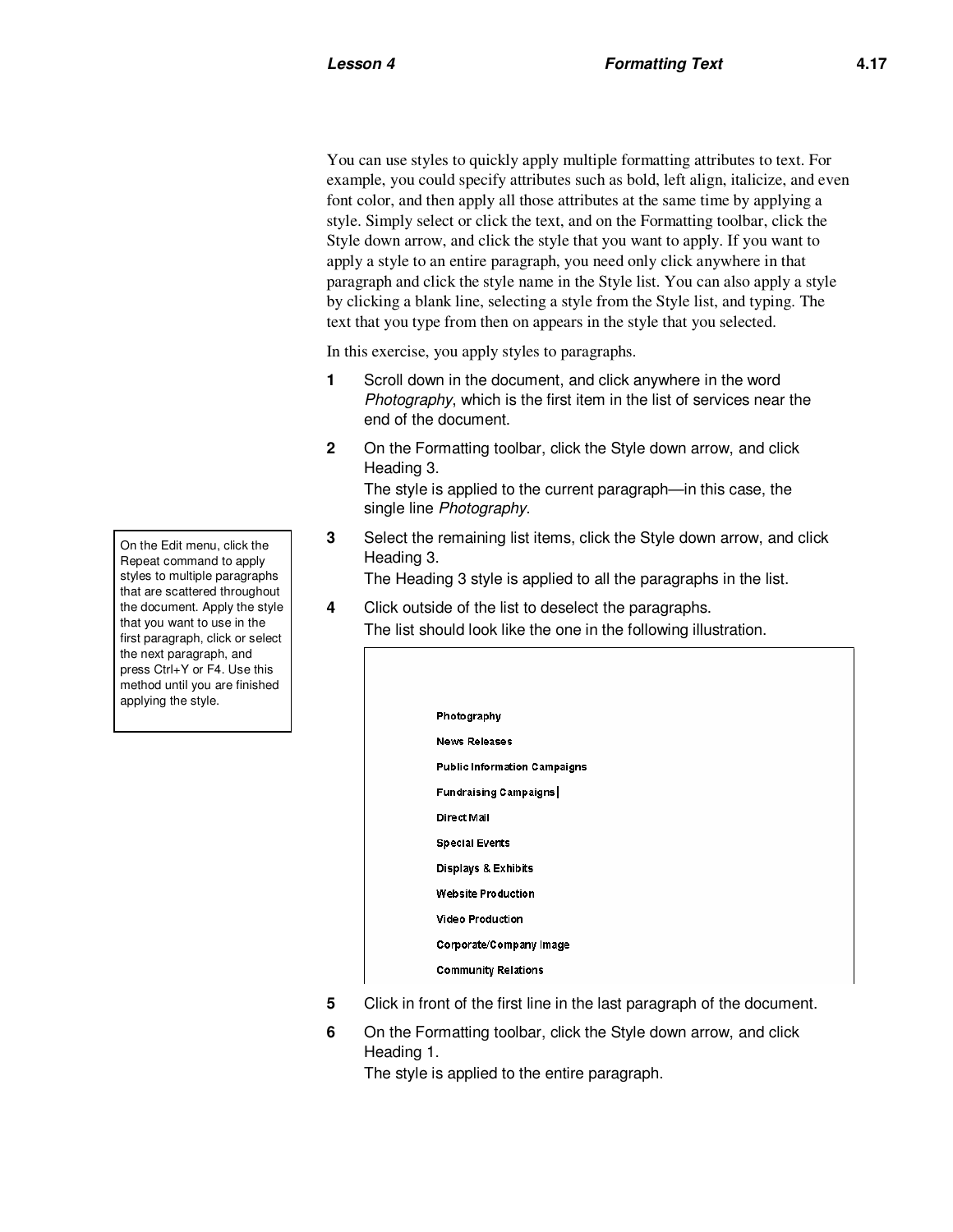You can use styles to quickly apply multiple formatting attributes to text. For example, you could specify attributes such as bold, left align, italicize, and even font color, and then apply all those attributes at the same time by applying a style. Simply select or click the text, and on the Formatting toolbar, click the Style down arrow, and click the style that you want to apply. If you want to apply a style to an entire paragraph, you need only click anywhere in that paragraph and click the style name in the Style list. You can also apply a style by clicking a blank line, selecting a style from the Style list, and typing. The text that you type from then on appears in the style that you selected.

In this exercise, you apply styles to paragraphs.

> On the Edit menu, click the Repeat command to apply styles to multiple paragraphs that are scattered throughout the document. Apply the style that you want to use in the first paragraph, click or select the next paragraph, and press Ctrl+Y or F4. Use this method until you are finished applying the style.

1. Scroll down in the document, and click anywhere in the word *Photography*, which is the first item in the list of services near the end of the document.
2. On the Formatting toolbar, click the Style down arrow, and click Heading 3.
   The style is applied to the current paragraph—in this case, the single line *Photography*.
3. Select the remaining list items, click the Style down arrow, and click Heading 3.
   The Heading 3 style is applied to all the paragraphs in the list.
4. Click outside of the list to deselect the paragraphs.
   The list should look like the one in the following illustration.

   **Photography**

   **News Releases**

   **Public Information Campaigns**

   **Fundraising Campaigns**

   **Direct Mail**

   **Special Events**

   **Displays & Exhibits**

   **Website Production**

   **Video Production**

   **Corporate/Company Image**

   **Community Relations**

5. Click in front of the first line in the last paragraph of the document.
6. On the Formatting toolbar, click the Style down arrow, and click Heading 1.
   The style is applied to the entire paragraph.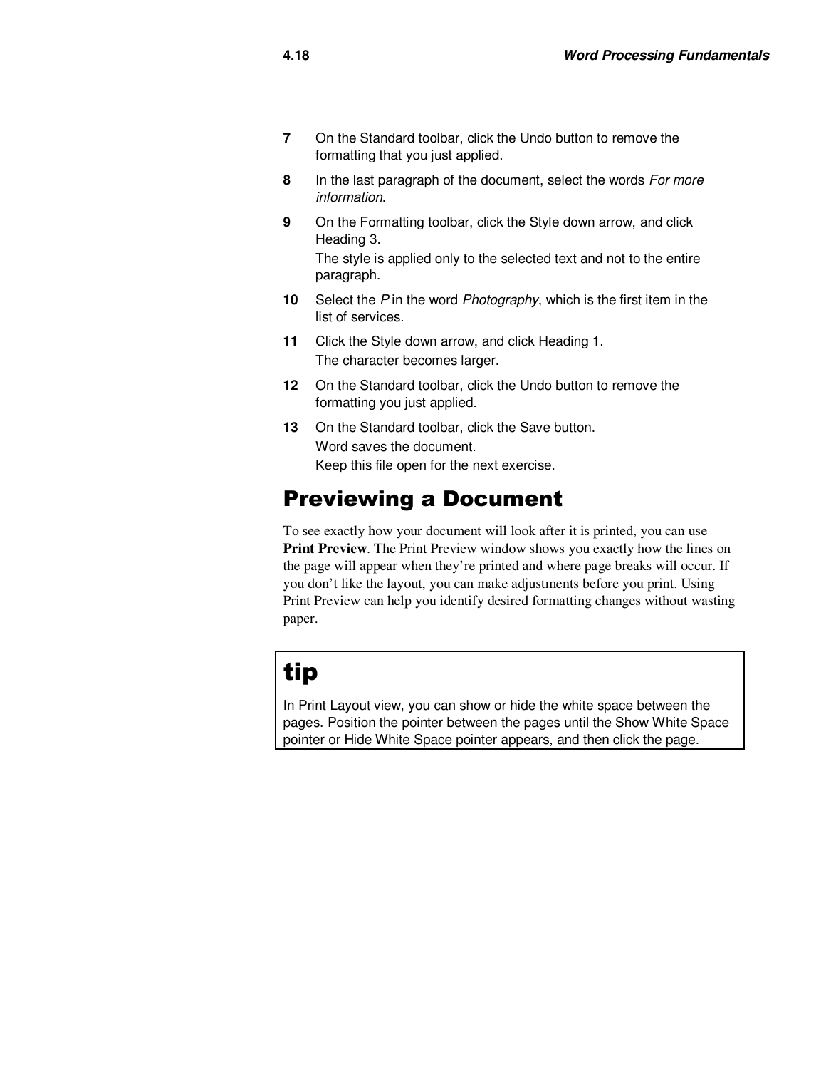7. On the Standard toolbar, click the Undo button to remove the formatting that you just applied.

8. In the last paragraph of the document, select the words *For more information*.

9. On the Formatting toolbar, click the Style down arrow, and click Heading 3.

   The style is applied only to the selected text and not to the entire paragraph.

10. Select the *P* in the word *Photography*, which is the first item in the list of services.

11. Click the Style down arrow, and click Heading 1.

    The character becomes larger.

12. On the Standard toolbar, click the Undo button to remove the formatting you just applied.

13. On the Standard toolbar, click the Save button.

    Word saves the document.

    Keep this file open for the next exercise.

## Previewing a Document

To see exactly how your document will look after it is printed, you can use **Print Preview**. The Print Preview window shows you exactly how the lines on the page will appear when they're printed and where page breaks will occur. If you don't like the layout, you can make adjustments before you print. Using Print Preview can help you identify desired formatting changes without wasting paper.

> **tip**
>
> In Print Layout view, you can show or hide the white space between the pages. Position the pointer between the pages until the Show White Space pointer or Hide White Space pointer appears, and then click the page.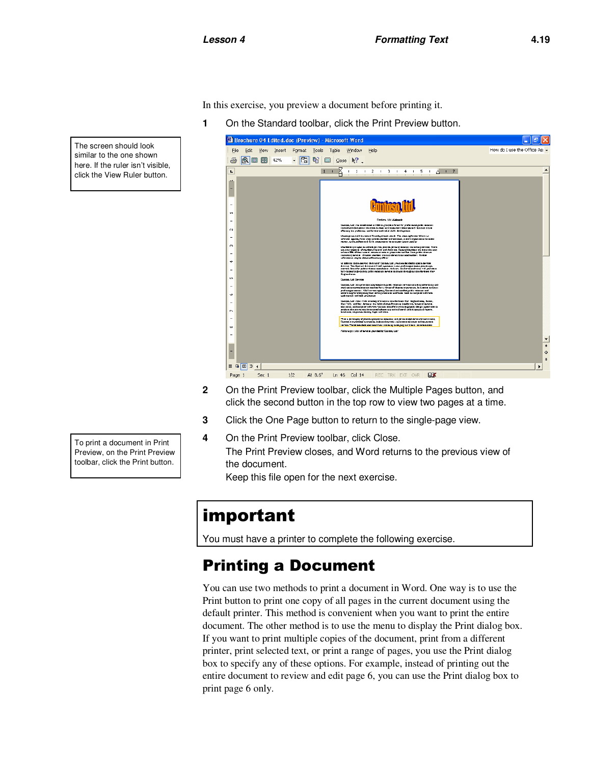In this exercise, you preview a document before printing it.

1. On the Standard toolbar, click the Print Preview button.

> The screen should look similar to the one shown here. If the ruler isn't visible, click the View Ruler button.

2. On the Print Preview toolbar, click the Multiple Pages button, and click the second button in the top row to view two pages at a time.
3. Click the One Page button to return to the single-page view.
4. On the Print Preview toolbar, click Close.

   The Print Preview closes, and Word returns to the previous view of the document.

   Keep this file open for the next exercise.

> To print a document in Print Preview, on the Print Preview toolbar, click the Print button.

> **important**
>
> You must have a printer to complete the following exercise.

## Printing a Document

You can use two methods to print a document in Word. One way is to use the Print button to print one copy of all pages in the current document using the default printer. This method is convenient when you want to print the entire document. The other method is to use the menu to display the Print dialog box. If you want to print multiple copies of the document, print from a different printer, print selected text, or print a range of pages, you use the Print dialog box to specify any of these options. For example, instead of printing out the entire document to review and edit page 6, you can use the Print dialog box to print page 6 only.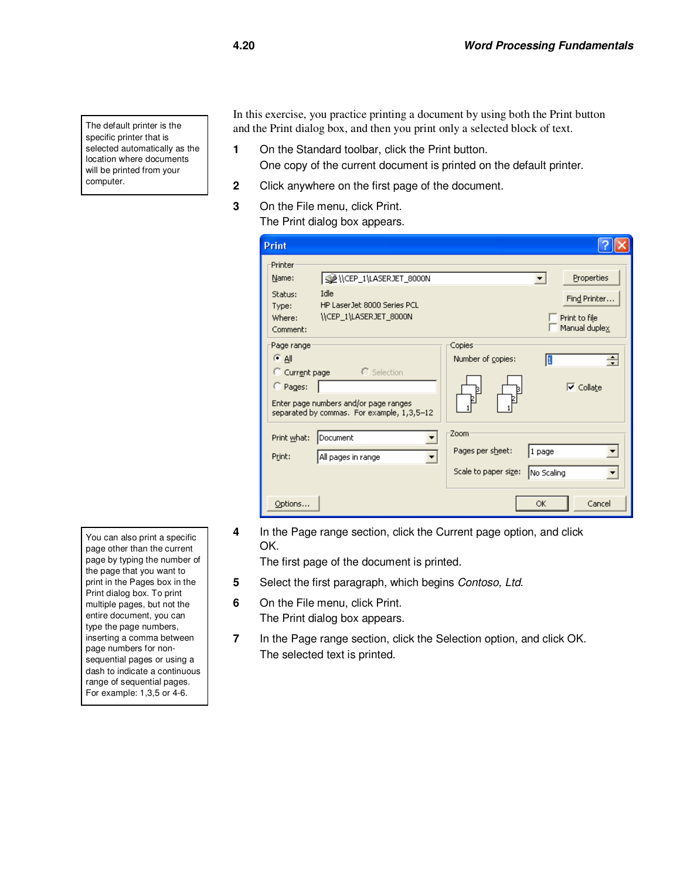In this exercise, you practice printing a document by using both the Print button and the Print dialog box, and then you print only a selected block of text.

> The default printer is the specific printer that is selected automatically as the location where documents will be printed from your computer.

1. On the Standard toolbar, click the Print button.
   One copy of the current document is printed on the default printer.
2. Click anywhere on the first page of the document.
3. On the File menu, click Print.
   The Print dialog box appears.

4. In the Page range section, click the Current page option, and click OK.
   The first page of the document is printed.
5. Select the first paragraph, which begins *Contoso, Ltd.*
6. On the File menu, click Print.
   The Print dialog box appears.
7. In the Page range section, click the Selection option, and click OK.
   The selected text is printed.

> You can also print a specific page other than the current page by typing the number of the page that you want to print in the Pages box in the Print dialog box. To print multiple pages, but not the entire document, you can type the page numbers, inserting a comma between page numbers for non-sequential pages or using a dash to indicate a continuous range of sequential pages. For example: 1,3,5 or 4-6.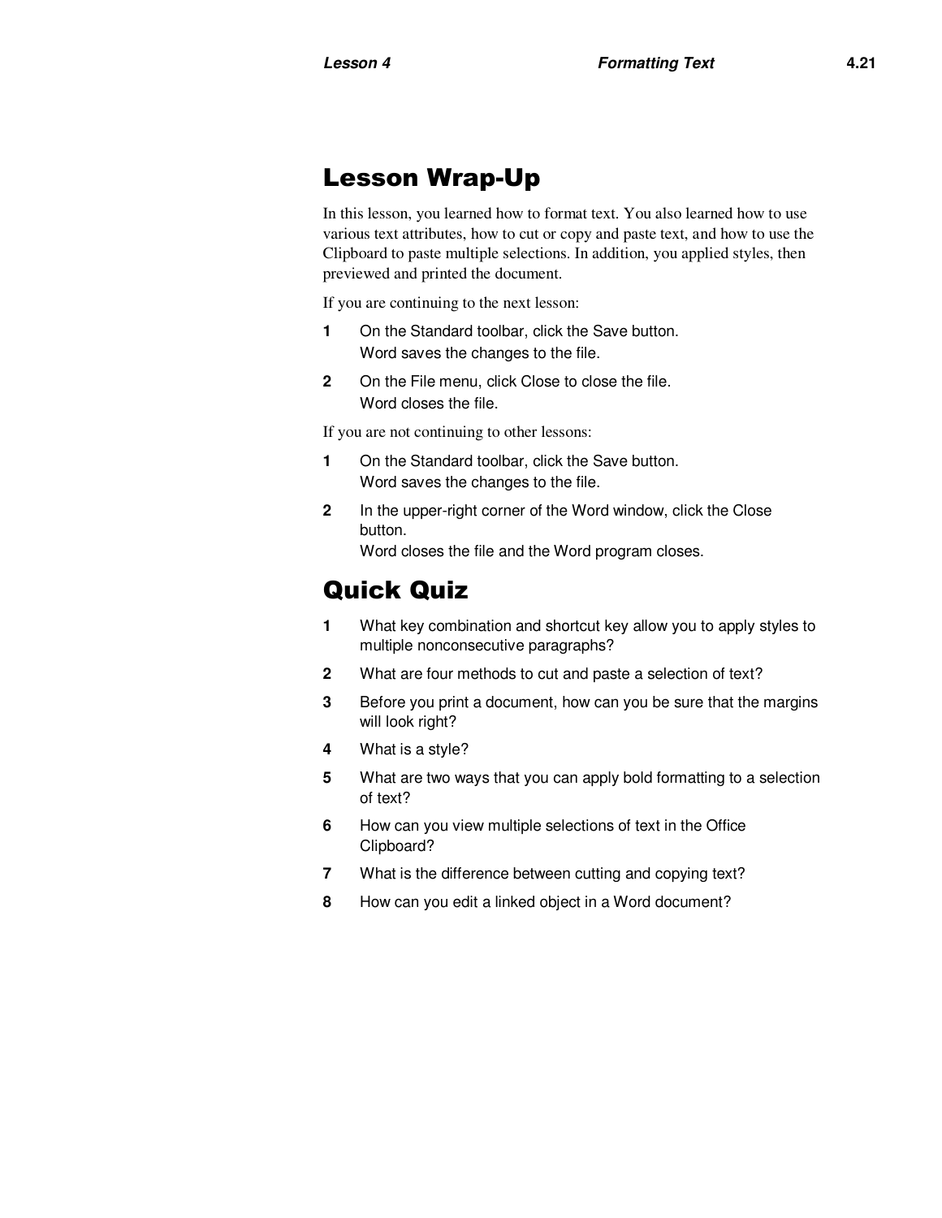## Lesson Wrap-Up

In this lesson, you learned how to format text. You also learned how to use various text attributes, how to cut or copy and paste text, and how to use the Clipboard to paste multiple selections. In addition, you applied styles, then previewed and printed the document.

If you are continuing to the next lesson:

1. On the Standard toolbar, click the Save button.
   Word saves the changes to the file.
2. On the File menu, click Close to close the file.
   Word closes the file.

If you are not continuing to other lessons:

1. On the Standard toolbar, click the Save button.
   Word saves the changes to the file.
2. In the upper-right corner of the Word window, click the Close button.
   Word closes the file and the Word program closes.

## Quick Quiz

1. What key combination and shortcut key allow you to apply styles to multiple nonconsecutive paragraphs?
2. What are four methods to cut and paste a selection of text?
3. Before you print a document, how can you be sure that the margins will look right?
4. What is a style?
5. What are two ways that you can apply bold formatting to a selection of text?
6. How can you view multiple selections of text in the Office Clipboard?
7. What is the difference between cutting and copying text?
8. How can you edit a linked object in a Word document?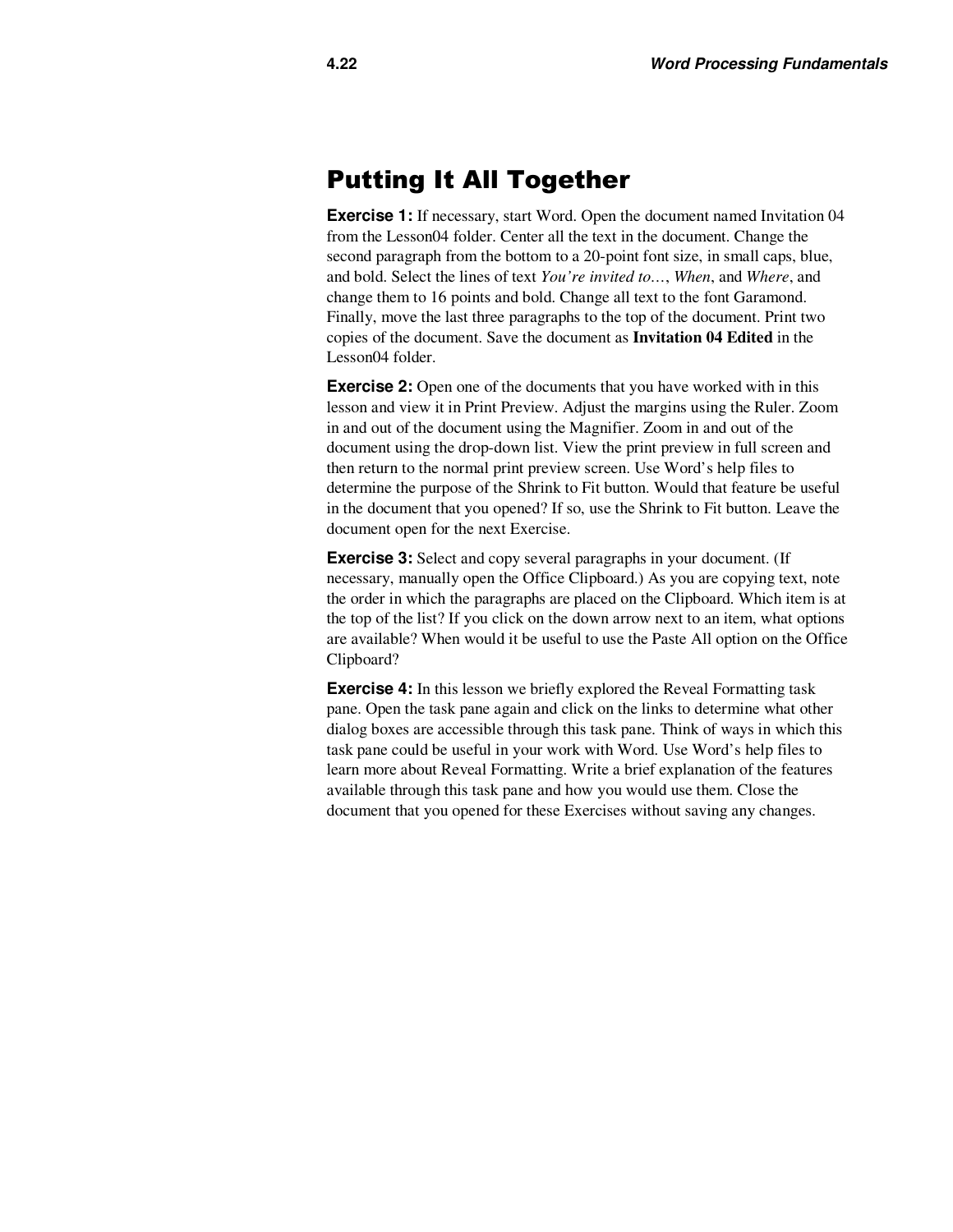# Putting It All Together

**Exercise 1:** If necessary, start Word. Open the document named Invitation 04 from the Lesson04 folder. Center all the text in the document. Change the second paragraph from the bottom to a 20-point font size, in small caps, blue, and bold. Select the lines of text *You're invited to…*, *When*, and *Where*, and change them to 16 points and bold. Change all text to the font Garamond. Finally, move the last three paragraphs to the top of the document. Print two copies of the document. Save the document as **Invitation 04 Edited** in the Lesson04 folder.

**Exercise 2:** Open one of the documents that you have worked with in this lesson and view it in Print Preview. Adjust the margins using the Ruler. Zoom in and out of the document using the Magnifier. Zoom in and out of the document using the drop-down list. View the print preview in full screen and then return to the normal print preview screen. Use Word's help files to determine the purpose of the Shrink to Fit button. Would that feature be useful in the document that you opened? If so, use the Shrink to Fit button. Leave the document open for the next Exercise.

**Exercise 3:** Select and copy several paragraphs in your document. (If necessary, manually open the Office Clipboard.) As you are copying text, note the order in which the paragraphs are placed on the Clipboard. Which item is at the top of the list? If you click on the down arrow next to an item, what options are available? When would it be useful to use the Paste All option on the Office Clipboard?

**Exercise 4:** In this lesson we briefly explored the Reveal Formatting task pane. Open the task pane again and click on the links to determine what other dialog boxes are accessible through this task pane. Think of ways in which this task pane could be useful in your work with Word. Use Word's help files to learn more about Reveal Formatting. Write a brief explanation of the features available through this task pane and how you would use them. Close the document that you opened for these Exercises without saving any changes.